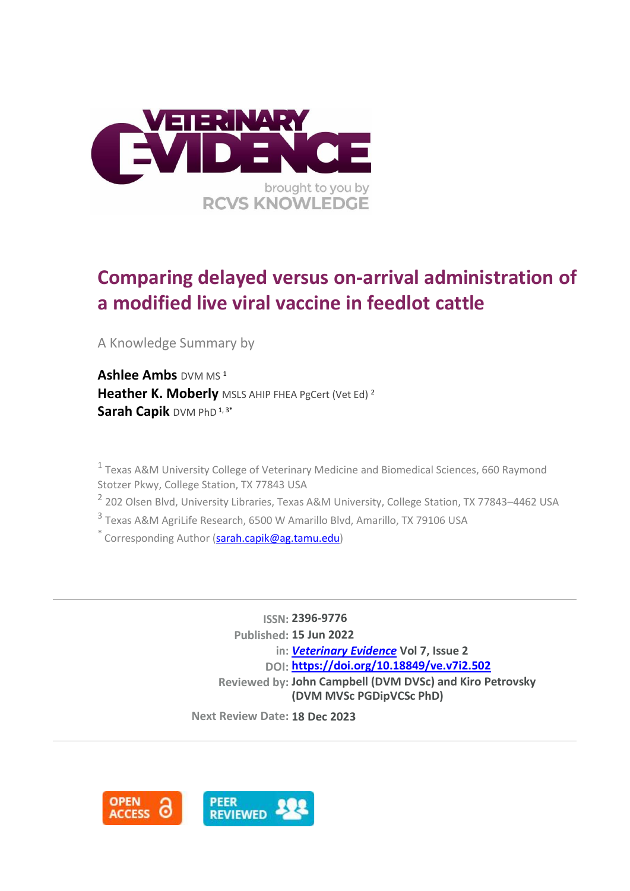# Comparing delayed versus on-arrival administration of a modified live viral vaccine in feedlot cattle

A Knowledge Summary by

**Ashlee Ambs** DVM MS [1]
**Heather K. Moberly** MSLS AHIP FHEA PgCert (Vet Ed) [2]
**Sarah Capik** DVM PhD [1,3*]

[1] Texas A&M University College of Veterinary Medicine and Biomedical Sciences, 660 Raymond Stotzer Pkwy, College Station, TX 77843 USA

[2] 202 Olsen Blvd, University Libraries, Texas A&M University, College Station, TX 77843–4462 USA

[3] Texas A&M AgriLife Research, 6500 W Amarillo Blvd, Amarillo, TX 79106 USA

[*] Corresponding Author (sarah.capik@ag.tamu.edu)

---

**ISSN:** 2396-9776
**Published:** 15 Jun 2022
**in:** *Veterinary Evidence* Vol 7, Issue 2
**DOI:** https://doi.org/10.18849/ve.v7i2.502
**Reviewed by:** John Campbell (DVM DVSc) and Kiro Petrovsky (DVM MVSc PGDipVCSc PhD)
**Next Review Date:** 18 Dec 2023

---

OPEN ACCESS

PEER REVIEWED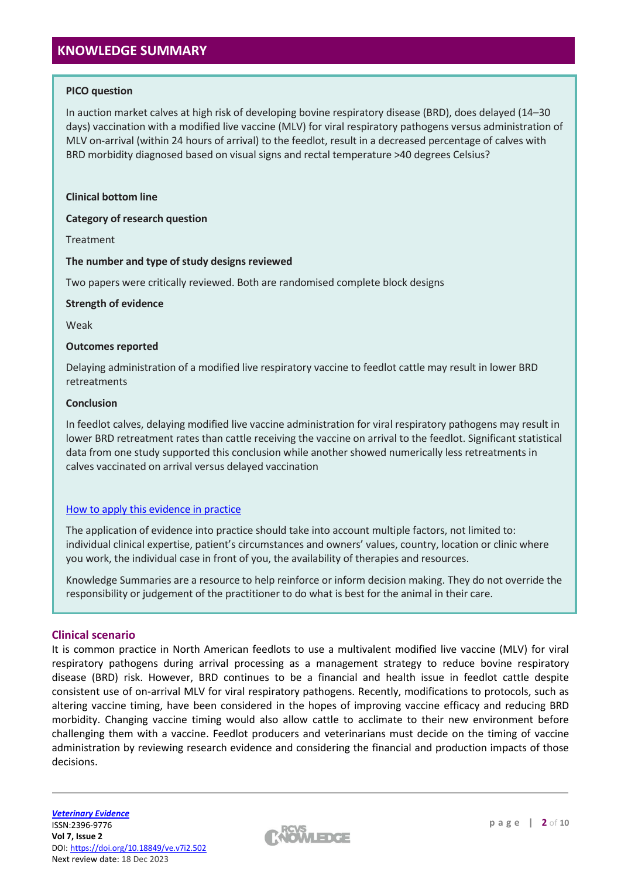## KNOWLEDGE SUMMARY

**PICO question**

In auction market calves at high risk of developing bovine respiratory disease (BRD), does delayed (14–30 days) vaccination with a modified live vaccine (MLV) for viral respiratory pathogens versus administration of MLV on-arrival (within 24 hours of arrival) to the feedlot, result in a decreased percentage of calves with BRD morbidity diagnosed based on visual signs and rectal temperature >40 degrees Celsius?

**Clinical bottom line**

**Category of research question**

Treatment

**The number and type of study designs reviewed**

Two papers were critically reviewed. Both are randomised complete block designs

**Strength of evidence**

Weak

**Outcomes reported**

Delaying administration of a modified live respiratory vaccine to feedlot cattle may result in lower BRD retreatments

**Conclusion**

In feedlot calves, delaying modified live vaccine administration for viral respiratory pathogens may result in lower BRD retreatment rates than cattle receiving the vaccine on arrival to the feedlot. Significant statistical data from one study supported this conclusion while another showed numerically less retreatments in calves vaccinated on arrival versus delayed vaccination

[How to apply this evidence in practice]

The application of evidence into practice should take into account multiple factors, not limited to: individual clinical expertise, patient's circumstances and owners' values, country, location or clinic where you work, the individual case in front of you, the availability of therapies and resources.

Knowledge Summaries are a resource to help reinforce or inform decision making. They do not override the responsibility or judgement of the practitioner to do what is best for the animal in their care.

### Clinical scenario

It is common practice in North American feedlots to use a multivalent modified live vaccine (MLV) for viral respiratory pathogens during arrival processing as a management strategy to reduce bovine respiratory disease (BRD) risk. However, BRD continues to be a financial and health issue in feedlot cattle despite consistent use of on-arrival MLV for viral respiratory pathogens. Recently, modifications to protocols, such as altering vaccine timing, have been considered in the hopes of improving vaccine efficacy and reducing BRD morbidity. Changing vaccine timing would also allow cattle to acclimate to their new environment before challenging them with a vaccine. Feedlot producers and veterinarians must decide on the timing of vaccine administration by reviewing research evidence and considering the financial and production impacts of those decisions.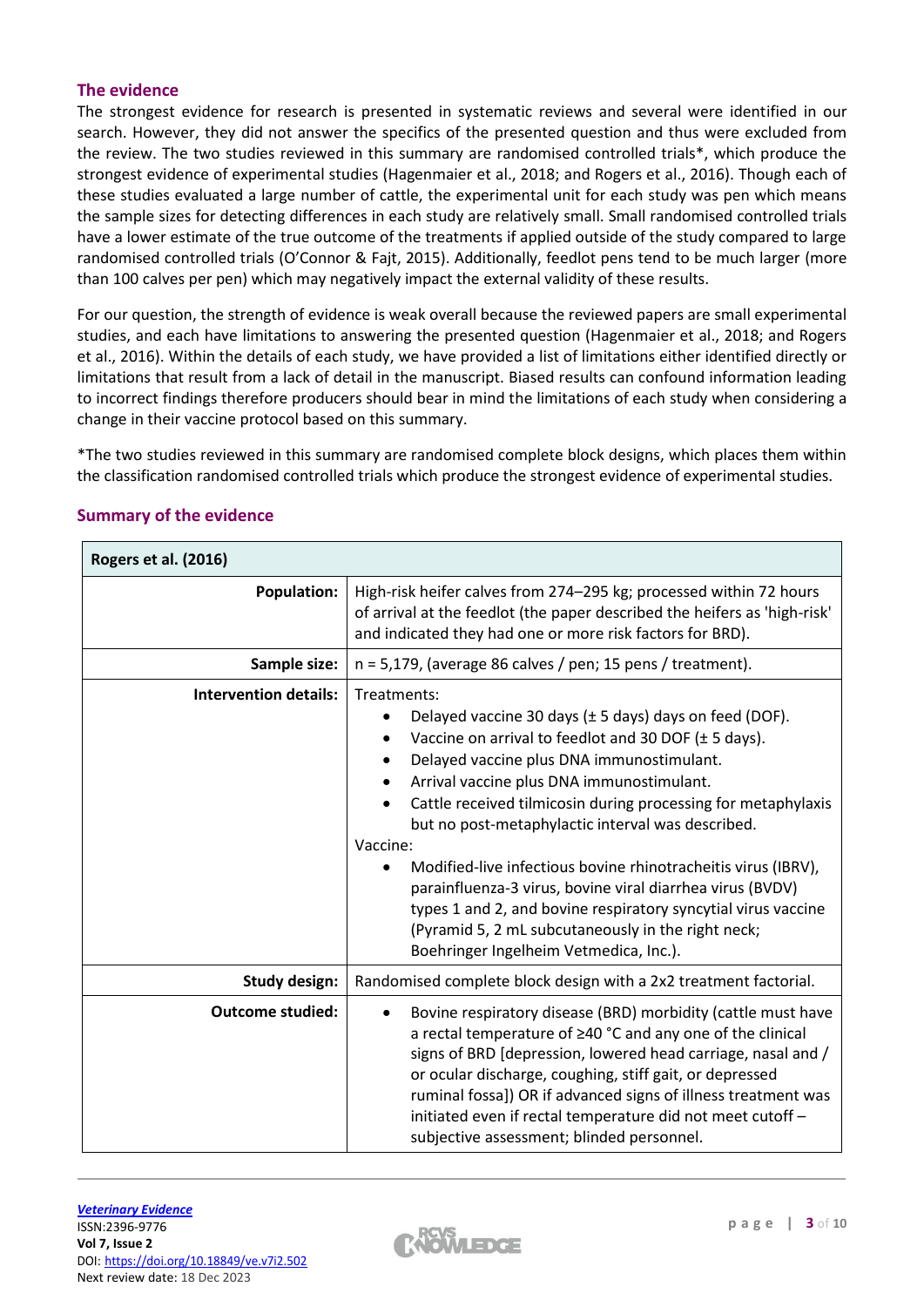## The evidence

The strongest evidence for research is presented in systematic reviews and several were identified in our search. However, they did not answer the specifics of the presented question and thus were excluded from the review. The two studies reviewed in this summary are randomised controlled trials*, which produce the strongest evidence of experimental studies (Hagenmaier et al., 2018; and Rogers et al., 2016). Though each of these studies evaluated a large number of cattle, the experimental unit for each study was pen which means the sample sizes for detecting differences in each study are relatively small. Small randomised controlled trials have a lower estimate of the true outcome of the treatments if applied outside of the study compared to large randomised controlled trials (O'Connor & Fajt, 2015). Additionally, feedlot pens tend to be much larger (more than 100 calves per pen) which may negatively impact the external validity of these results.

For our question, the strength of evidence is weak overall because the reviewed papers are small experimental studies, and each have limitations to answering the presented question (Hagenmaier et al., 2018; and Rogers et al., 2016). Within the details of each study, we have provided a list of limitations either identified directly or limitations that result from a lack of detail in the manuscript. Biased results can confound information leading to incorrect findings therefore producers should bear in mind the limitations of each study when considering a change in their vaccine protocol based on this summary.

*The two studies reviewed in this summary are randomised complete block designs, which places them within the classification randomised controlled trials which produce the strongest evidence of experimental studies.

## Summary of the evidence

| **Rogers et al. (2016)** | |
|---|---|
| **Population:** | High-risk heifer calves from 274–295 kg; processed within 72 hours of arrival at the feedlot (the paper described the heifers as 'high-risk' and indicated they had one or more risk factors for BRD). |
| **Sample size:** | n = 5,179, (average 86 calves / pen; 15 pens / treatment). |
| **Intervention details:** | Treatments:<br>• Delayed vaccine 30 days (± 5 days) days on feed (DOF).<br>• Vaccine on arrival to feedlot and 30 DOF (± 5 days).<br>• Delayed vaccine plus DNA immunostimulant.<br>• Arrival vaccine plus DNA immunostimulant.<br>• Cattle received tilmicosin during processing for metaphylaxis but no post-metaphylactic interval was described.<br>Vaccine:<br>• Modified-live infectious bovine rhinotracheitis virus (IBRV), parainfluenza-3 virus, bovine viral diarrhea virus (BVDV) types 1 and 2, and bovine respiratory syncytial virus vaccine (Pyramid 5, 2 mL subcutaneously in the right neck; Boehringer Ingelheim Vetmedica, Inc.). |
| **Study design:** | Randomised complete block design with a 2x2 treatment factorial. |
| **Outcome studied:** | • Bovine respiratory disease (BRD) morbidity (cattle must have a rectal temperature of ≥40 °C and any one of the clinical signs of BRD [depression, lowered head carriage, nasal and / or ocular discharge, coughing, stiff gait, or depressed ruminal fossa]) OR if advanced signs of illness treatment was initiated even if rectal temperature did not meet cutoff – subjective assessment; blinded personnel. |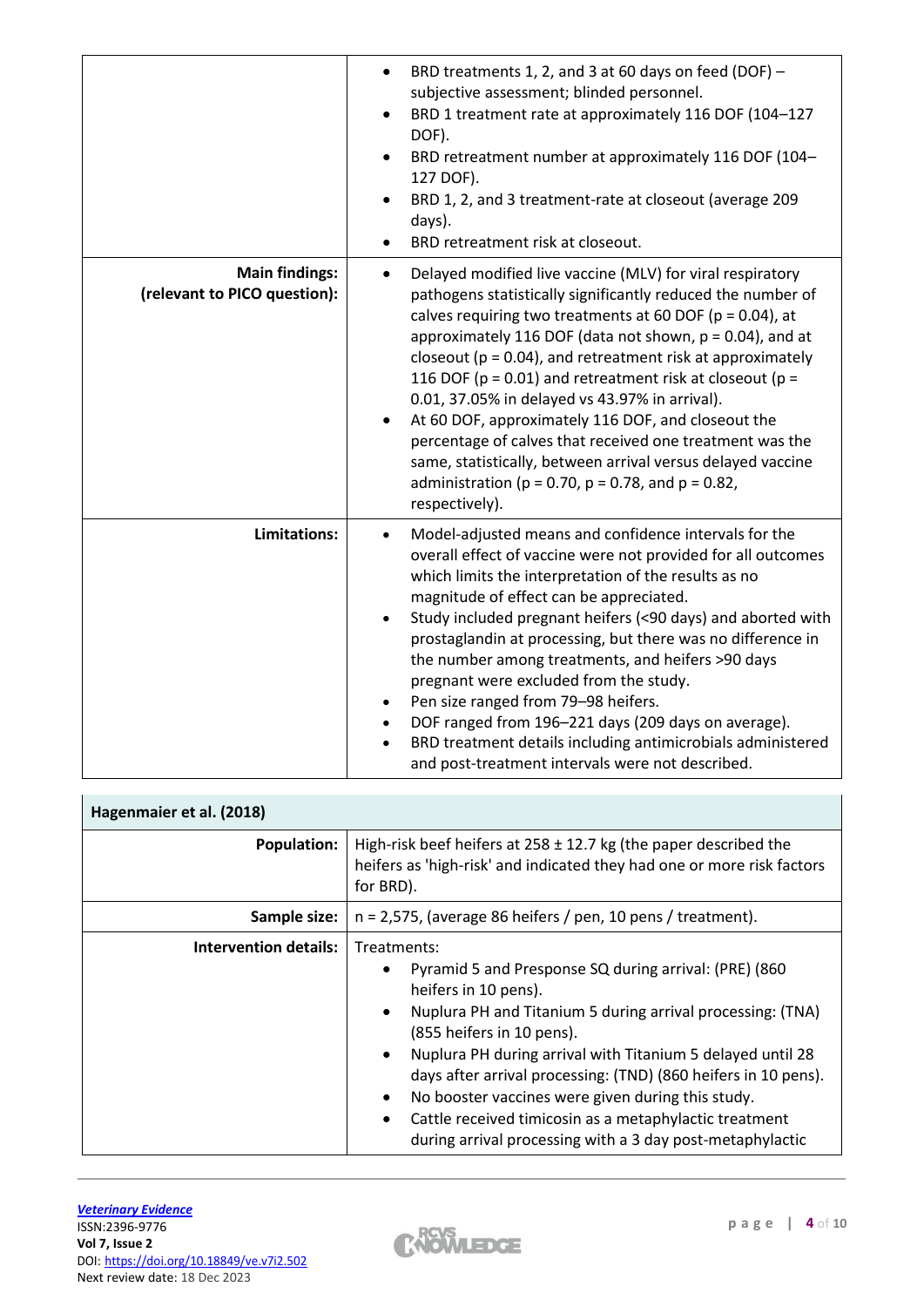| | |
|---|---|
| | • BRD treatments 1, 2, and 3 at 60 days on feed (DOF) – subjective assessment; blinded personnel.<br>• BRD 1 treatment rate at approximately 116 DOF (104–127 DOF).<br>• BRD retreatment number at approximately 116 DOF (104–127 DOF).<br>• BRD 1, 2, and 3 treatment-rate at closeout (average 209 days).<br>• BRD retreatment risk at closeout. |
| **Main findings: (relevant to PICO question):** | • Delayed modified live vaccine (MLV) for viral respiratory pathogens statistically significantly reduced the number of calves requiring two treatments at 60 DOF ($p = 0.04$), at approximately 116 DOF (data not shown, $p = 0.04$), and at closeout ($p = 0.04$), and retreatment risk at approximately 116 DOF ($p = 0.01$) and retreatment risk at closeout ($p = 0.01$, 37.05% in delayed vs 43.97% in arrival).<br>• At 60 DOF, approximately 116 DOF, and closeout the percentage of calves that received one treatment was the same, statistically, between arrival versus delayed vaccine administration ($p = 0.70$, $p = 0.78$, and $p = 0.82$, respectively). |
| **Limitations:** | • Model-adjusted means and confidence intervals for the overall effect of vaccine were not provided for all outcomes which limits the interpretation of the results as no magnitude of effect can be appreciated.<br>• Study included pregnant heifers (<90 days) and aborted with prostaglandin at processing, but there was no difference in the number among treatments, and heifers >90 days pregnant were excluded from the study.<br>• Pen size ranged from 79–98 heifers.<br>• DOF ranged from 196–221 days (209 days on average).<br>• BRD treatment details including antimicrobials administered and post-treatment intervals were not described. |

| **Hagenmaier et al. (2018)** | |
|---|---|
| **Population:** | High-risk beef heifers at 258 ± 12.7 kg (the paper described the heifers as 'high-risk' and indicated they had one or more risk factors for BRD). |
| **Sample size:** | n = 2,575, (average 86 heifers / pen, 10 pens / treatment). |
| **Intervention details:** | Treatments:<br>• Pyramid 5 and Presponse SQ during arrival: (PRE) (860 heifers in 10 pens).<br>• Nuplura PH and Titanium 5 during arrival processing: (TNA) (855 heifers in 10 pens).<br>• Nuplura PH during arrival with Titanium 5 delayed until 28 days after arrival processing: (TND) (860 heifers in 10 pens).<br>• No booster vaccines were given during this study.<br>• Cattle received timicosin as a metaphylactic treatment during arrival processing with a 3 day post-metaphylactic |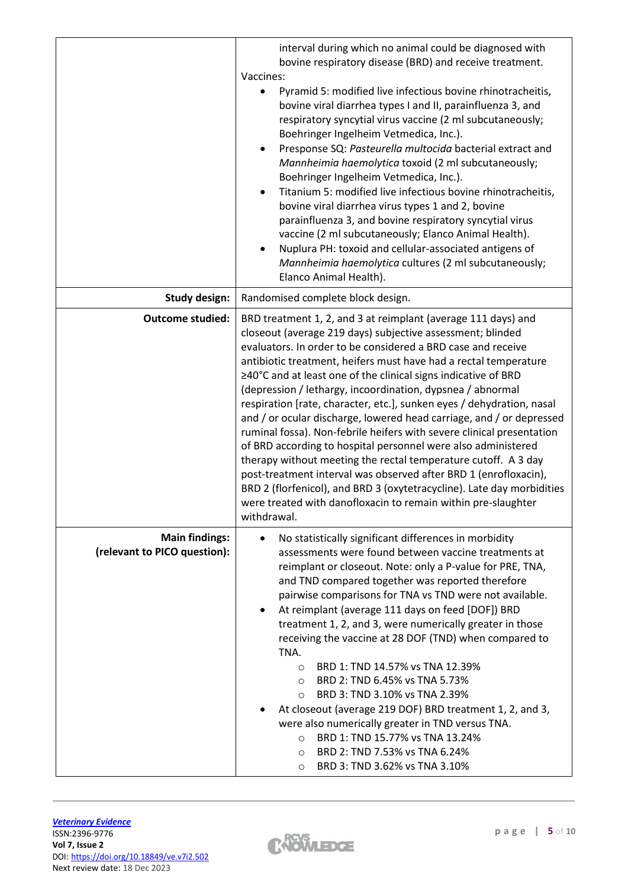| | |
|---|---|
| | interval during which no animal could be diagnosed with bovine respiratory disease (BRD) and receive treatment.<br>Vaccines:<br>• Pyramid 5: modified live infectious bovine rhinotracheitis, bovine viral diarrhea types I and II, parainfluenza 3, and respiratory syncytial virus vaccine (2 ml subcutaneously; Boehringer Ingelheim Vetmedica, Inc.).<br>• Presponse SQ: *Pasteurella multocida* bacterial extract and *Mannheimia haemolytica* toxoid (2 ml subcutaneously; Boehringer Ingelheim Vetmedica, Inc.).<br>• Titanium 5: modified live infectious bovine rhinotracheitis, bovine viral diarrhea virus types 1 and 2, bovine parainfluenza 3, and bovine respiratory syncytial virus vaccine (2 ml subcutaneously; Elanco Animal Health).<br>• Nuplura PH: toxoid and cellular-associated antigens of *Mannheimia haemolytica* cultures (2 ml subcutaneously; Elanco Animal Health). |
| **Study design:** | Randomised complete block design. |
| **Outcome studied:** | BRD treatment 1, 2, and 3 at reimplant (average 111 days) and closeout (average 219 days) subjective assessment; blinded evaluators. In order to be considered a BRD case and receive antibiotic treatment, heifers must have had a rectal temperature ≥40°C and at least one of the clinical signs indicative of BRD (depression / lethargy, incoordination, dypsnea / abnormal respiration [rate, character, etc.], sunken eyes / dehydration, nasal and / or ocular discharge, lowered head carriage, and / or depressed ruminal fossa). Non-febrile heifers with severe clinical presentation of BRD according to hospital personnel were also administered therapy without meeting the rectal temperature cutoff. A 3 day post-treatment interval was observed after BRD 1 (enrofloxacin), BRD 2 (florfenicol), and BRD 3 (oxytetracycline). Late day morbidities were treated with danofloxacin to remain within pre-slaughter withdrawal. |
| **Main findings:<br>(relevant to PICO question):** | • No statistically significant differences in morbidity assessments were found between vaccine treatments at reimplant or closeout. Note: only a P-value for PRE, TNA, and TND compared together was reported therefore pairwise comparisons for TNA vs TND were not available.<br>• At reimplant (average 111 days on feed [DOF]) BRD treatment 1, 2, and 3, were numerically greater in those receiving the vaccine at 28 DOF (TND) when compared to TNA.<br>  ○ BRD 1: TND 14.57% vs TNA 12.39%<br>  ○ BRD 2: TND 6.45% vs TNA 5.73%<br>  ○ BRD 3: TND 3.10% vs TNA 2.39%<br>• At closeout (average 219 DOF) BRD treatment 1, 2, and 3, were also numerically greater in TND versus TNA.<br>  ○ BRD 1: TND 15.77% vs TNA 13.24%<br>  ○ BRD 2: TND 7.53% vs TNA 6.24%<br>  ○ BRD 3: TND 3.62% vs TNA 3.10% |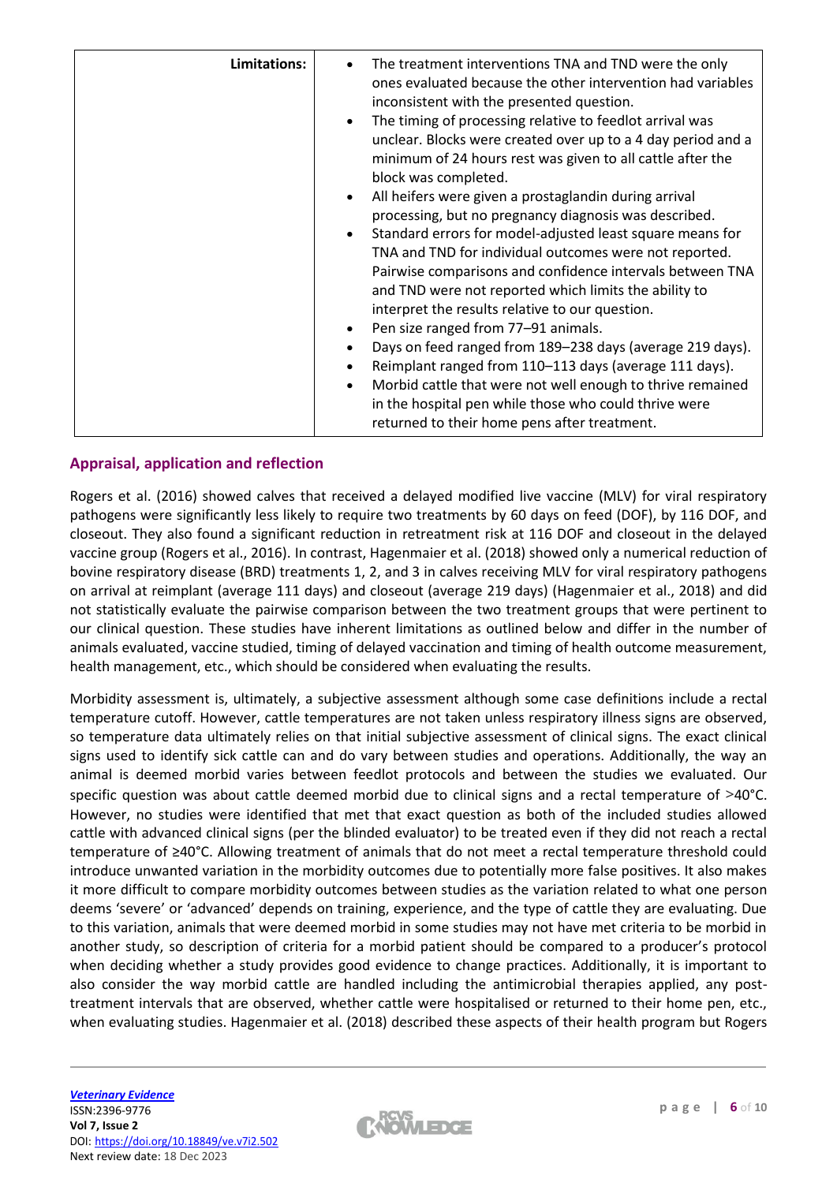| | |
|---|---|
| **Limitations:** | • The treatment interventions TNA and TND were the only ones evaluated because the other intervention had variables inconsistent with the presented question.<br>• The timing of processing relative to feedlot arrival was unclear. Blocks were created over up to a 4 day period and a minimum of 24 hours rest was given to all cattle after the block was completed.<br>• All heifers were given a prostaglandin during arrival processing, but no pregnancy diagnosis was described.<br>• Standard errors for model-adjusted least square means for TNA and TND for individual outcomes were not reported. Pairwise comparisons and confidence intervals between TNA and TND were not reported which limits the ability to interpret the results relative to our question.<br>• Pen size ranged from 77–91 animals.<br>• Days on feed ranged from 189–238 days (average 219 days).<br>• Reimplant ranged from 110–113 days (average 111 days).<br>• Morbid cattle that were not well enough to thrive remained in the hospital pen while those who could thrive were returned to their home pens after treatment. |

## Appraisal, application and reflection

Rogers et al. (2016) showed calves that received a delayed modified live vaccine (MLV) for viral respiratory pathogens were significantly less likely to require two treatments by 60 days on feed (DOF), by 116 DOF, and closeout. They also found a significant reduction in retreatment risk at 116 DOF and closeout in the delayed vaccine group (Rogers et al., 2016). In contrast, Hagenmaier et al. (2018) showed only a numerical reduction of bovine respiratory disease (BRD) treatments 1, 2, and 3 in calves receiving MLV for viral respiratory pathogens on arrival at reimplant (average 111 days) and closeout (average 219 days) (Hagenmaier et al., 2018) and did not statistically evaluate the pairwise comparison between the two treatment groups that were pertinent to our clinical question. These studies have inherent limitations as outlined below and differ in the number of animals evaluated, vaccine studied, timing of delayed vaccination and timing of health outcome measurement, health management, etc., which should be considered when evaluating the results.

Morbidity assessment is, ultimately, a subjective assessment although some case definitions include a rectal temperature cutoff. However, cattle temperatures are not taken unless respiratory illness signs are observed, so temperature data ultimately relies on that initial subjective assessment of clinical signs. The exact clinical signs used to identify sick cattle can and do vary between studies and operations. Additionally, the way an animal is deemed morbid varies between feedlot protocols and between the studies we evaluated. Our specific question was about cattle deemed morbid due to clinical signs and a rectal temperature of >40°C. However, no studies were identified that met that exact question as both of the included studies allowed cattle with advanced clinical signs (per the blinded evaluator) to be treated even if they did not reach a rectal temperature of ≥40°C. Allowing treatment of animals that do not meet a rectal temperature threshold could introduce unwanted variation in the morbidity outcomes due to potentially more false positives. It also makes it more difficult to compare morbidity outcomes between studies as the variation related to what one person deems 'severe' or 'advanced' depends on training, experience, and the type of cattle they are evaluating. Due to this variation, animals that were deemed morbid in some studies may not have met criteria to be morbid in another study, so description of criteria for a morbid patient should be compared to a producer's protocol when deciding whether a study provides good evidence to change practices. Additionally, it is important to also consider the way morbid cattle are handled including the antimicrobial therapies applied, any post-treatment intervals that are observed, whether cattle were hospitalised or returned to their home pen, etc., when evaluating studies. Hagenmaier et al. (2018) described these aspects of their health program but Rogers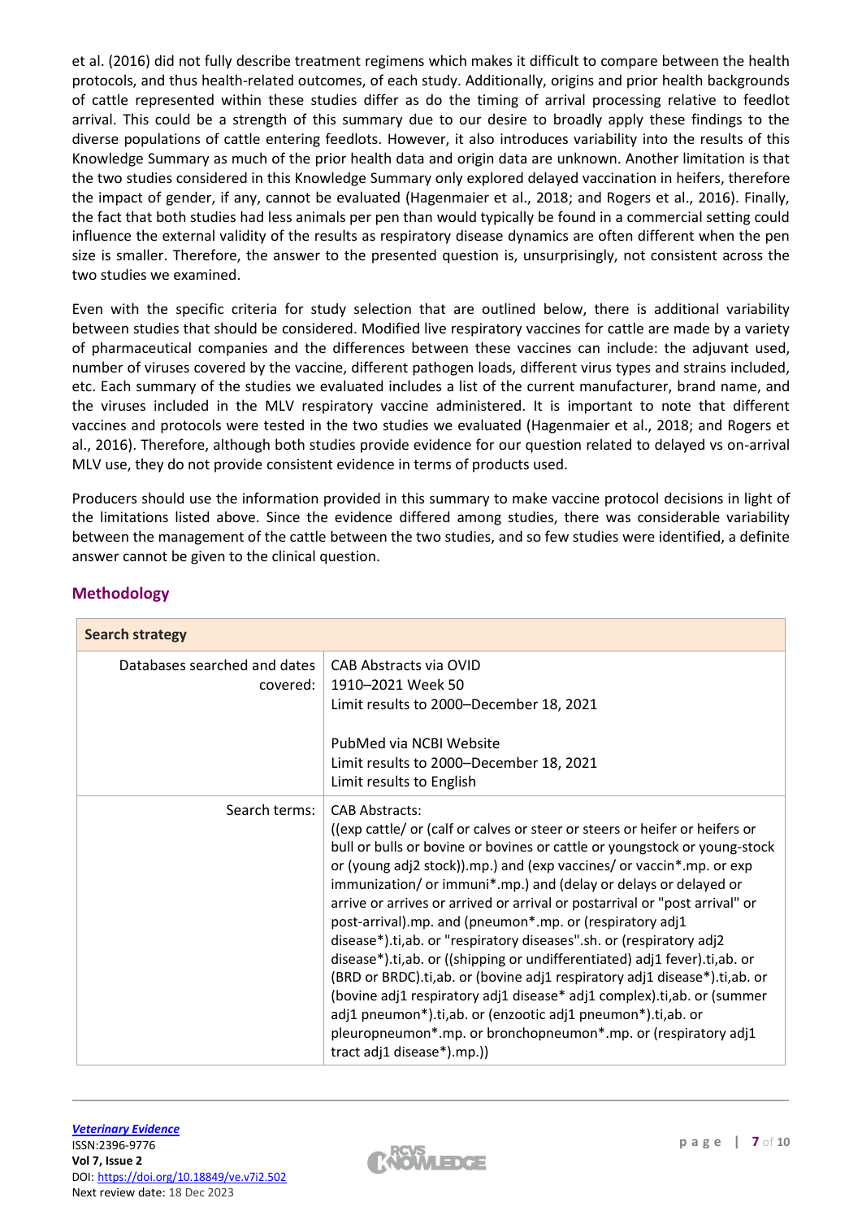et al. (2016) did not fully describe treatment regimens which makes it difficult to compare between the health protocols, and thus health-related outcomes, of each study. Additionally, origins and prior health backgrounds of cattle represented within these studies differ as do the timing of arrival processing relative to feedlot arrival. This could be a strength of this summary due to our desire to broadly apply these findings to the diverse populations of cattle entering feedlots. However, it also introduces variability into the results of this Knowledge Summary as much of the prior health data and origin data are unknown. Another limitation is that the two studies considered in this Knowledge Summary only explored delayed vaccination in heifers, therefore the impact of gender, if any, cannot be evaluated (Hagenmaier et al., 2018; and Rogers et al., 2016). Finally, the fact that both studies had less animals per pen than would typically be found in a commercial setting could influence the external validity of the results as respiratory disease dynamics are often different when the pen size is smaller. Therefore, the answer to the presented question is, unsurprisingly, not consistent across the two studies we examined.

Even with the specific criteria for study selection that are outlined below, there is additional variability between studies that should be considered. Modified live respiratory vaccines for cattle are made by a variety of pharmaceutical companies and the differences between these vaccines can include: the adjuvant used, number of viruses covered by the vaccine, different pathogen loads, different virus types and strains included, etc. Each summary of the studies we evaluated includes a list of the current manufacturer, brand name, and the viruses included in the MLV respiratory vaccine administered. It is important to note that different vaccines and protocols were tested in the two studies we evaluated (Hagenmaier et al., 2018; and Rogers et al., 2016). Therefore, although both studies provide evidence for our question related to delayed vs on-arrival MLV use, they do not provide consistent evidence in terms of products used.

Producers should use the information provided in this summary to make vaccine protocol decisions in light of the limitations listed above. Since the evidence differed among studies, there was considerable variability between the management of the cattle between the two studies, and so few studies were identified, a definite answer cannot be given to the clinical question.

## Methodology

| **Search strategy** | |
|---|---|
| Databases searched and dates covered: | CAB Abstracts via OVID<br>1910–2021 Week 50<br>Limit results to 2000–December 18, 2021<br><br>PubMed via NCBI Website<br>Limit results to 2000–December 18, 2021<br>Limit results to English |
| Search terms: | CAB Abstracts:<br>((exp cattle/ or (calf or calves or steer or steers or heifer or heifers or bull or bulls or bovine or bovines or cattle or youngstock or young-stock or (young adj2 stock)).mp.) and (exp vaccines/ or vaccin*.mp. or exp immunization/ or immuni*.mp.) and (delay or delays or delayed or arrive or arrives or arrived or arrival or postarrival or "post arrival" or post-arrival).mp. and (pneumon*.mp. or (respiratory adj1 disease*).ti,ab. or "respiratory diseases".sh. or (respiratory adj2 disease*).ti,ab. or ((shipping or undifferentiated) adj1 fever).ti,ab. or (BRD or BRDC).ti,ab. or (bovine adj1 respiratory adj1 disease*).ti,ab. or (bovine adj1 respiratory adj1 disease* adj1 complex).ti,ab. or (summer adj1 pneumon*).ti,ab. or (enzootic adj1 pneumon*).ti,ab. or pleuropneumon*.mp. or bronchopneumon*.mp. or (respiratory adj1 tract adj1 disease*).mp.)) |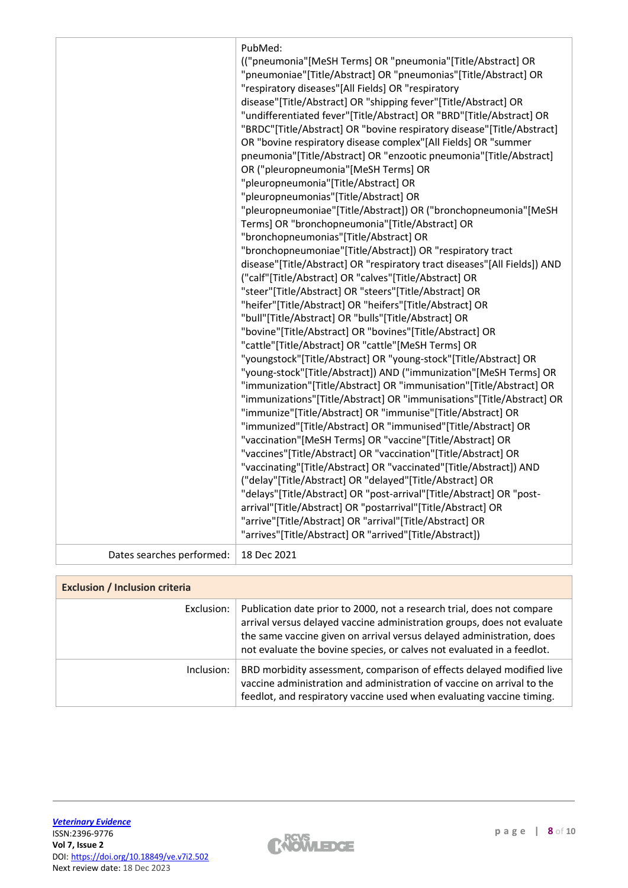| | |
|---|---|
| | PubMed:<br>(("pneumonia"[MeSH Terms] OR "pneumonia"[Title/Abstract] OR "pneumoniae"[Title/Abstract] OR "pneumonias"[Title/Abstract] OR "respiratory diseases"[All Fields] OR "respiratory disease"[Title/Abstract] OR "shipping fever"[Title/Abstract] OR "undifferentiated fever"[Title/Abstract] OR "BRD"[Title/Abstract] OR "BRDC"[Title/Abstract] OR "bovine respiratory disease"[Title/Abstract] OR "bovine respiratory disease complex"[All Fields] OR "summer pneumonia"[Title/Abstract] OR "enzootic pneumonia"[Title/Abstract] OR ("pleuropneumonia"[MeSH Terms] OR "pleuropneumonia"[Title/Abstract] OR "pleuropneumonias"[Title/Abstract] OR "pleuropneumoniae"[Title/Abstract]) OR ("bronchopneumonia"[MeSH Terms] OR "bronchopneumonia"[Title/Abstract] OR "bronchopneumonias"[Title/Abstract] OR "bronchopneumoniae"[Title/Abstract]) OR "respiratory tract disease"[Title/Abstract] OR "respiratory tract diseases"[All Fields]) AND ("calf"[Title/Abstract] OR "calves"[Title/Abstract] OR "steer"[Title/Abstract] OR "steers"[Title/Abstract] OR "heifer"[Title/Abstract] OR "heifers"[Title/Abstract] OR "bull"[Title/Abstract] OR "bulls"[Title/Abstract] OR "bovine"[Title/Abstract] OR "bovines"[Title/Abstract] OR "cattle"[Title/Abstract] OR "cattle"[MeSH Terms] OR "youngstock"[Title/Abstract] OR "young-stock"[Title/Abstract] OR "young-stock"[Title/Abstract]) AND ("immunization"[MeSH Terms] OR "immunization"[Title/Abstract] OR "immunisation"[Title/Abstract] OR "immunizations"[Title/Abstract] OR "immunisations"[Title/Abstract] OR "immunize"[Title/Abstract] OR "immunise"[Title/Abstract] OR "immunized"[Title/Abstract] OR "immunised"[Title/Abstract] OR "vaccination"[MeSH Terms] OR "vaccine"[Title/Abstract] OR "vaccines"[Title/Abstract] OR "vaccination"[Title/Abstract] OR "vaccinating"[Title/Abstract] OR "vaccinated"[Title/Abstract]) AND ("delay"[Title/Abstract] OR "delayed"[Title/Abstract] OR "delays"[Title/Abstract] OR "post-arrival"[Title/Abstract] OR "post-arrival"[Title/Abstract] OR "postarrival"[Title/Abstract] OR "arrive"[Title/Abstract] OR "arrival"[Title/Abstract] OR "arrives"[Title/Abstract] OR "arrived"[Title/Abstract]) |
| Dates searches performed: | 18 Dec 2021 |

| **Exclusion / Inclusion criteria** | |
|---|---|
| Exclusion: | Publication date prior to 2000, not a research trial, does not compare arrival versus delayed vaccine administration groups, does not evaluate the same vaccine given on arrival versus delayed administration, does not evaluate the bovine species, or calves not evaluated in a feedlot. |
| Inclusion: | BRD morbidity assessment, comparison of effects delayed modified live vaccine administration and administration of vaccine on arrival to the feedlot, and respiratory vaccine used when evaluating vaccine timing. |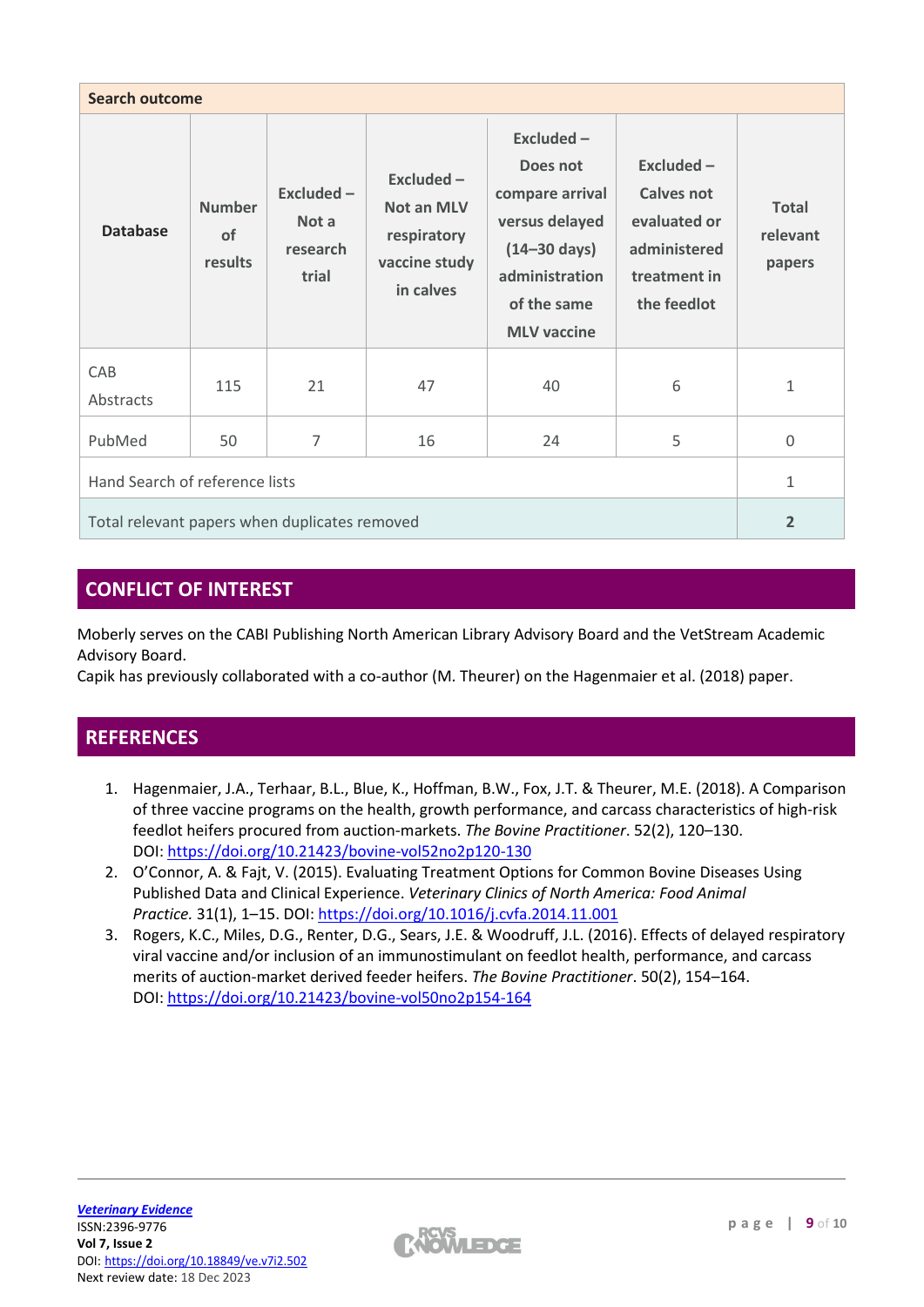| Search outcome | | | | | | |
|---|---|---|---|---|---|---|
| **Database** | **Number of results** | **Excluded – Not a research trial** | **Excluded – Not an MLV respiratory vaccine study in calves** | **Excluded – Does not compare arrival versus delayed (14–30 days) administration of the same MLV vaccine** | **Excluded – Calves not evaluated or administered treatment in the feedlot** | **Total relevant papers** |
| CAB Abstracts | 115 | 21 | 47 | 40 | 6 | 1 |
| PubMed | 50 | 7 | 16 | 24 | 5 | 0 |
| Hand Search of reference lists | | | | | | 1 |
| Total relevant papers when duplicates removed | | | | | | **2** |

## CONFLICT OF INTEREST

Moberly serves on the CABI Publishing North American Library Advisory Board and the VetStream Academic Advisory Board.
Capik has previously collaborated with a co-author (M. Theurer) on the Hagenmaier et al. (2018) paper.

## REFERENCES

1. Hagenmaier, J.A., Terhaar, B.L., Blue, K., Hoffman, B.W., Fox, J.T. & Theurer, M.E. (2018). A Comparison of three vaccine programs on the health, growth performance, and carcass characteristics of high-risk feedlot heifers procured from auction-markets. *The Bovine Practitioner*. 52(2), 120–130. DOI: https://doi.org/10.21423/bovine-vol52no2p120-130
2. O'Connor, A. & Fajt, V. (2015). Evaluating Treatment Options for Common Bovine Diseases Using Published Data and Clinical Experience. *Veterinary Clinics of North America: Food Animal Practice*. 31(1), 1–15. DOI: https://doi.org/10.1016/j.cvfa.2014.11.001
3. Rogers, K.C., Miles, D.G., Renter, D.G., Sears, J.E. & Woodruff, J.L. (2016). Effects of delayed respiratory viral vaccine and/or inclusion of an immunostimulant on feedlot health, performance, and carcass merits of auction-market derived feeder heifers. *The Bovine Practitioner*. 50(2), 154–164. DOI: https://doi.org/10.21423/bovine-vol50no2p154-164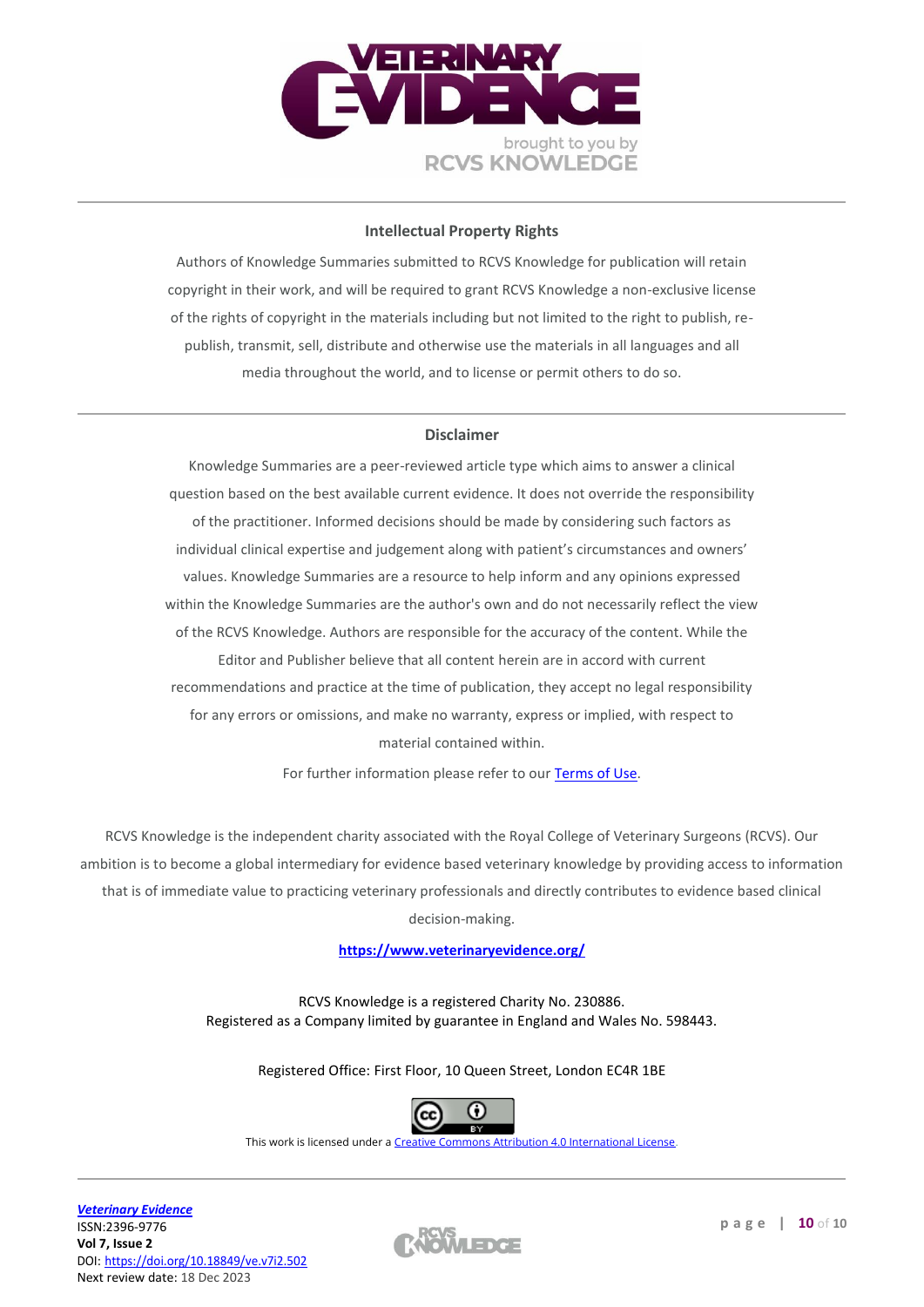## Intellectual Property Rights

Authors of Knowledge Summaries submitted to RCVS Knowledge for publication will retain copyright in their work, and will be required to grant RCVS Knowledge a non-exclusive license of the rights of copyright in the materials including but not limited to the right to publish, re-publish, transmit, sell, distribute and otherwise use the materials in all languages and all media throughout the world, and to license or permit others to do so.

## Disclaimer

Knowledge Summaries are a peer-reviewed article type which aims to answer a clinical question based on the best available current evidence. It does not override the responsibility of the practitioner. Informed decisions should be made by considering such factors as individual clinical expertise and judgement along with patient's circumstances and owners' values. Knowledge Summaries are a resource to help inform and any opinions expressed within the Knowledge Summaries are the author's own and do not necessarily reflect the view of the RCVS Knowledge. Authors are responsible for the accuracy of the content. While the Editor and Publisher believe that all content herein are in accord with current recommendations and practice at the time of publication, they accept no legal responsibility for any errors or omissions, and make no warranty, express or implied, with respect to material contained within.

For further information please refer to our [Terms of Use](#).

RCVS Knowledge is the independent charity associated with the Royal College of Veterinary Surgeons (RCVS). Our ambition is to become a global intermediary for evidence based veterinary knowledge by providing access to information that is of immediate value to practicing veterinary professionals and directly contributes to evidence based clinical decision-making.

**[https://www.veterinaryevidence.org/](https://www.veterinaryevidence.org/)**

RCVS Knowledge is a registered Charity No. 230886.
Registered as a Company limited by guarantee in England and Wales No. 598443.

Registered Office: First Floor, 10 Queen Street, London EC4R 1BE

This work is licensed under a [Creative Commons Attribution 4.0 International License](#).